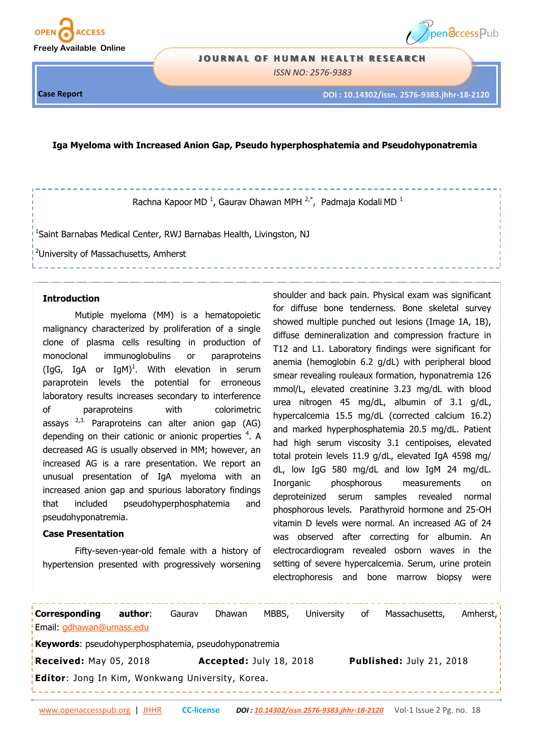Case Report

# Iga Myeloma with Increased Anion Gap, Pseudo hyperphosphatemia and Pseudohyponatremia

Rachna Kapoor MD [1], Gaurav Dhawan MPH [2,*], Padmaja Kodali MD [1]

[1]Saint Barnabas Medical Center, RWJ Barnabas Health, Livingston, NJ

[2]University of Massachusetts, Amherst

## Introduction

Mutiple myeloma (MM) is a hematopoietic malignancy characterized by proliferation of a single clone of plasma cells resulting in production of monoclonal immunoglobulins or paraproteins (IgG, IgA or IgM)[1]. With elevation in serum paraprotein levels the potential for erroneous laboratory results increases secondary to interference of paraproteins with colorimetric assays [2,3]. Paraproteins can alter anion gap (AG) depending on their cationic or anionic properties [4]. A decreased AG is usually observed in MM; however, an increased AG is a rare presentation. We report an unusual presentation of IgA myeloma with an increased anion gap and spurious laboratory findings that included pseudohyperphosphatemia and pseudohyponatremia.

## Case Presentation

Fifty-seven-year-old female with a history of hypertension presented with progressively worsening shoulder and back pain. Physical exam was significant for diffuse bone tenderness. Bone skeletal survey showed multiple punched out lesions (Image 1A, 1B), diffuse demineralization and compression fracture in T12 and L1. Laboratory findings were significant for anemia (hemoglobin 6.2 g/dL) with peripheral blood smear revealing rouleaux formation, hyponatremia 126 mmol/L, elevated creatinine 3.23 mg/dL with blood urea nitrogen 45 mg/dL, albumin of 3.1 g/dL, hypercalcemia 15.5 mg/dL (corrected calcium 16.2) and marked hyperphosphatemia 20.5 mg/dL. Patient had high serum viscosity 3.1 centipoises, elevated total protein levels 11.9 g/dL, elevated IgA 4598 mg/dL, low IgG 580 mg/dL and low IgM 24 mg/dL. Inorganic phosphorous measurements on deproteinized serum samples revealed normal phosphorous levels. Parathyroid hormone and 25-OH vitamin D levels were normal. An increased AG of 24 was observed after correcting for albumin. An electrocardiogram revealed osborn waves in the setting of severe hypercalcemia. Serum, urine protein electrophoresis and bone marrow biopsy were

**Corresponding author**: Gaurav Dhawan MBBS, University of Massachusetts, Amherst, Email: gdhawan@umass.edu

**Keywords**: pseudohyperphosphatemia, pseudohyponatremia

**Received:** May 05, 2018 **Accepted:** July 18, 2018 **Published:** July 21, 2018

**Editor**: Jong In Kim, Wonkwang University, Korea.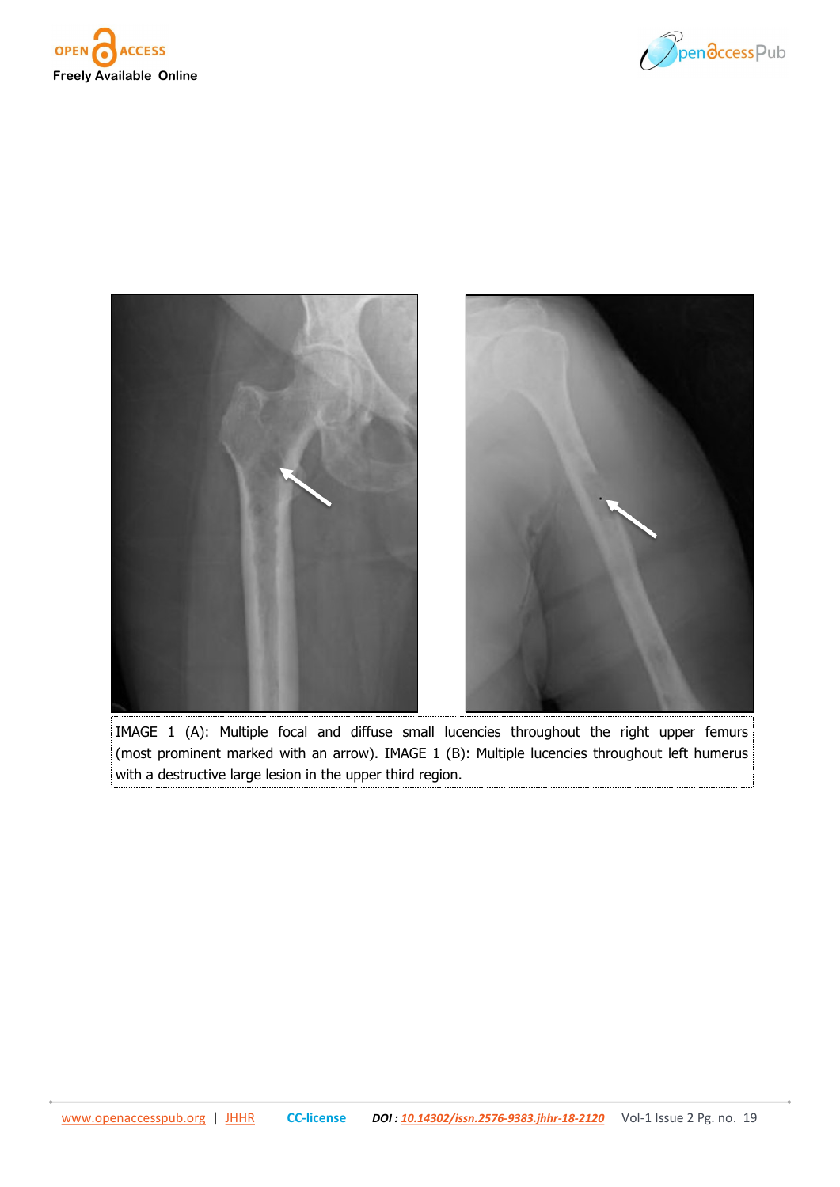IMAGE 1 (A): Multiple focal and diffuse small lucencies throughout the right upper femurs (most prominent marked with an arrow). IMAGE 1 (B): Multiple lucencies throughout left humerus with a destructive large lesion in the upper third region.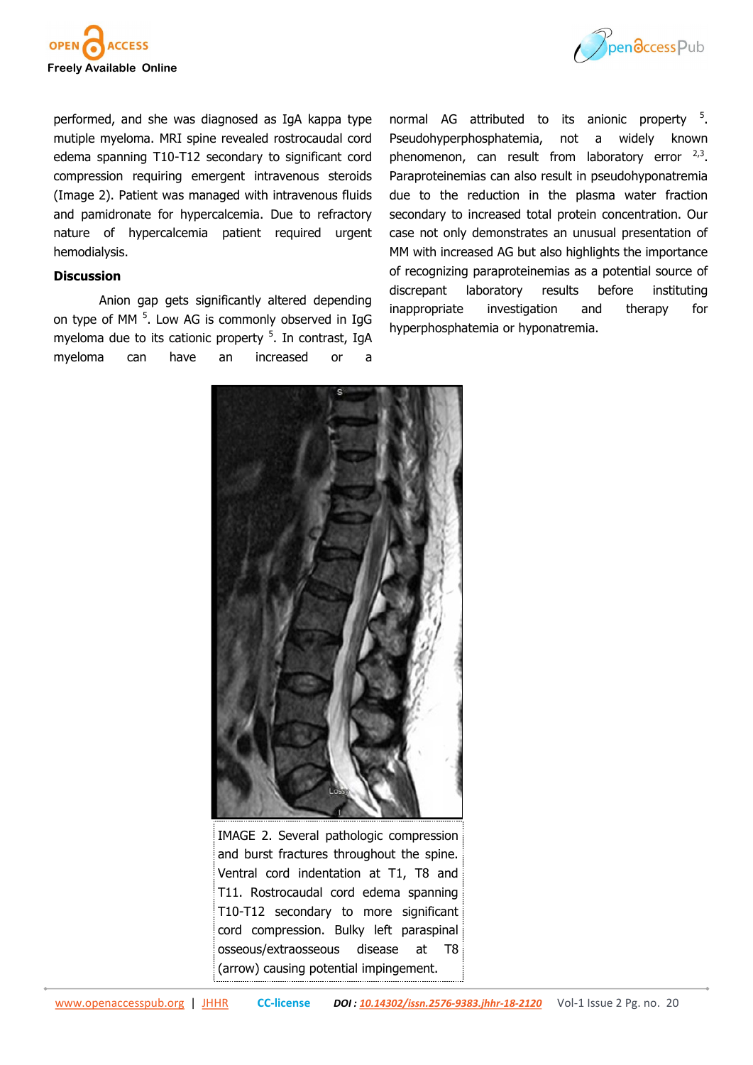performed, and she was diagnosed as IgA kappa type mutiple myeloma. MRI spine revealed rostrocaudal cord edema spanning T10-T12 secondary to significant cord compression requiring emergent intravenous steroids (Image 2). Patient was managed with intravenous fluids and pamidronate for hypercalcemia. Due to refractory nature of hypercalcemia patient required urgent hemodialysis.

## Discussion

Anion gap gets significantly altered depending on type of MM [5]. Low AG is commonly observed in IgG myeloma due to its cationic property [5]. In contrast, IgA myeloma can have an increased or a normal AG attributed to its anionic property [5]. Pseudohyperphosphatemia, not a widely known phenomenon, can result from laboratory error [2,3]. Paraproteinemias can also result in pseudohyponatremia due to the reduction in the plasma water fraction secondary to increased total protein concentration. Our case not only demonstrates an unusual presentation of MM with increased AG but also highlights the importance of recognizing paraproteinemias as a potential source of discrepant laboratory results before instituting inappropriate investigation and therapy for hyperphosphatemia or hyponatremia.

IMAGE 2. Several pathologic compression and burst fractures throughout the spine. Ventral cord indentation at T1, T8 and T11. Rostrocaudal cord edema spanning T10-T12 secondary to more significant cord compression. Bulky left paraspinal osseous/extraosseous disease at T8 (arrow) causing potential impingement.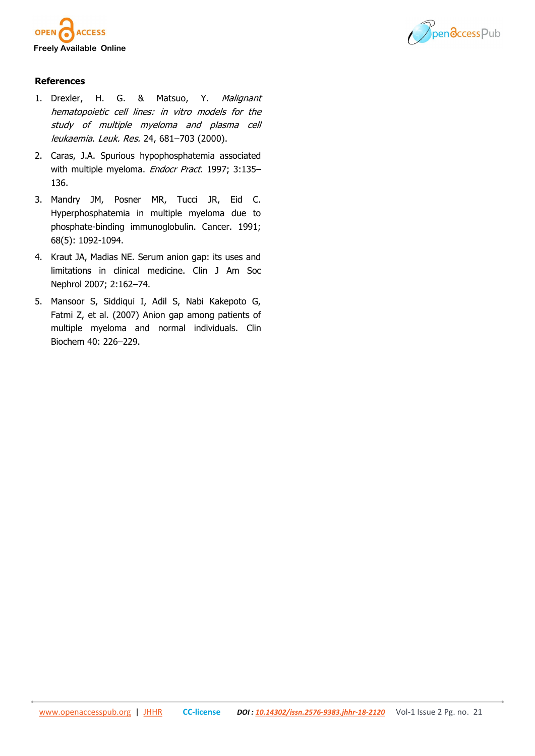## References

1. Drexler, H. G. & Matsuo, Y. *Malignant hematopoietic cell lines: in vitro models for the study of multiple myeloma and plasma cell leukaemia*. *Leuk. Res.* 24, 681–703 (2000).
2. Caras, J.A. Spurious hypophosphatemia associated with multiple myeloma. *Endocr Pract*. 1997; 3:135–136.
3. Mandry JM, Posner MR, Tucci JR, Eid C. Hyperphosphatemia in multiple myeloma due to phosphate-binding immunoglobulin. Cancer. 1991; 68(5): 1092-1094.
4. Kraut JA, Madias NE. Serum anion gap: its uses and limitations in clinical medicine. Clin J Am Soc Nephrol 2007; 2:162–74.
5. Mansoor S, Siddiqui I, Adil S, Nabi Kakepoto G, Fatmi Z, et al. (2007) Anion gap among patients of multiple myeloma and normal individuals. Clin Biochem 40: 226–229.